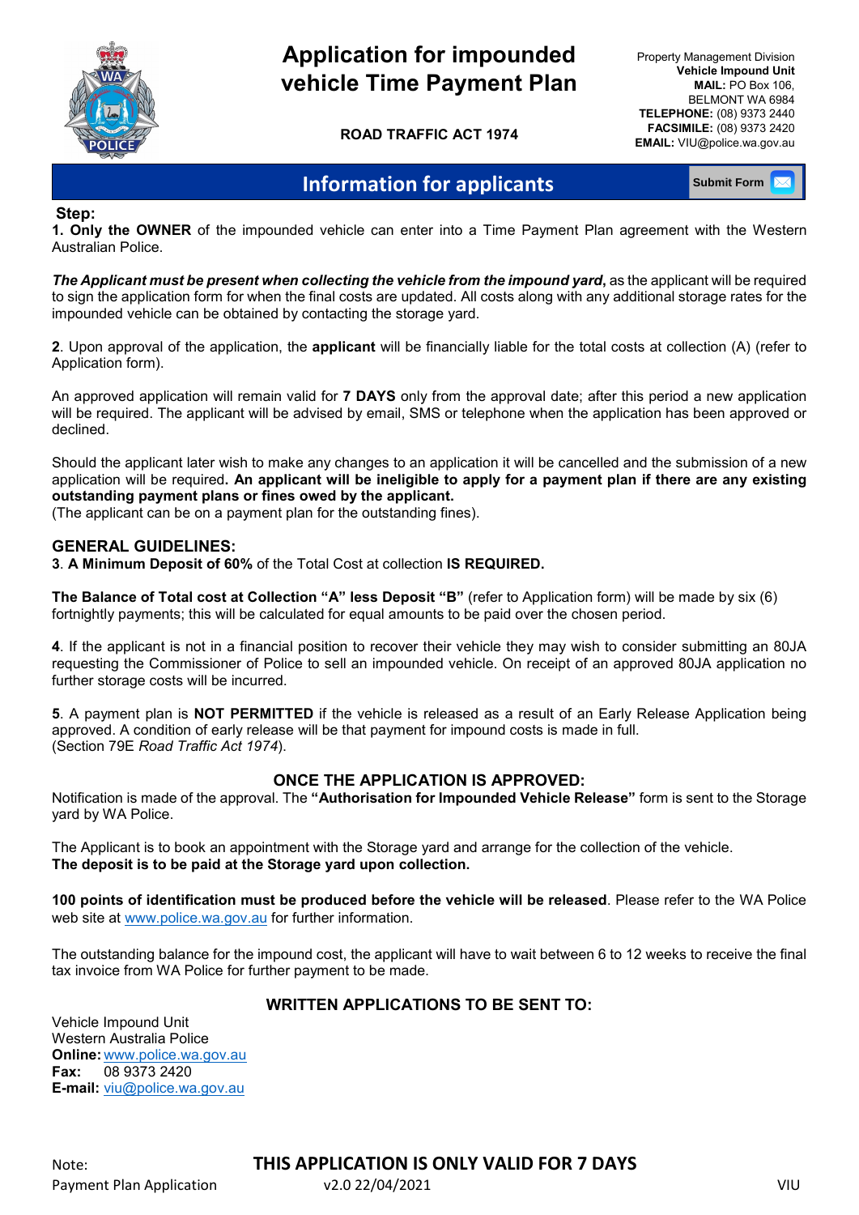# Application for impounded vehicle Time Payment Plan

**ROAD TRAFFIC ACT 1974**

Property Management Division
**Vehicle Impound Unit**
**MAIL:** PO Box 106,
BELMONT WA 6984
**TELEPHONE:** (08) 9373 2440
**FACSIMILE:** (08) 9373 2420
**EMAIL:** VIU@police.wa.gov.au

## Information for applicants

Submit Form

**Step:**

**1. Only the OWNER** of the impounded vehicle can enter into a Time Payment Plan agreement with the Western Australian Police.

***The Applicant must be present when collecting the vehicle from the impound yard***, as the applicant will be required to sign the application form for when the final costs are updated. All costs along with any additional storage rates for the impounded vehicle can be obtained by contacting the storage yard.

**2**. Upon approval of the application, the **applicant** will be financially liable for the total costs at collection (A) (refer to Application form).

An approved application will remain valid for **7 DAYS** only from the approval date; after this period a new application will be required. The applicant will be advised by email, SMS or telephone when the application has been approved or declined.

Should the applicant later wish to make any changes to an application it will be cancelled and the submission of a new application will be required**. An applicant will be ineligible to apply for a payment plan if there are any existing outstanding payment plans or fines owed by the applicant.**
(The applicant can be on a payment plan for the outstanding fines).

### GENERAL GUIDELINES:

3. **A Minimum Deposit of 60%** of the Total Cost at collection **IS REQUIRED.**

**The Balance of Total cost at Collection "A" less Deposit "B"** (refer to Application form) will be made by six (6) fortnightly payments; this will be calculated for equal amounts to be paid over the chosen period.

**4**. If the applicant is not in a financial position to recover their vehicle they may wish to consider submitting an 80JA requesting the Commissioner of Police to sell an impounded vehicle. On receipt of an approved 80JA application no further storage costs will be incurred.

**5**. A payment plan is **NOT PERMITTED** if the vehicle is released as a result of an Early Release Application being approved. A condition of early release will be that payment for impound costs is made in full.
(Section 79E *Road Traffic Act 1974*).

### ONCE THE APPLICATION IS APPROVED:

Notification is made of the approval. The **"Authorisation for Impounded Vehicle Release"** form is sent to the Storage yard by WA Police.

The Applicant is to book an appointment with the Storage yard and arrange for the collection of the vehicle.
**The deposit is to be paid at the Storage yard upon collection.**

**100 points of identification must be produced before the vehicle will be released**. Please refer to the WA Police web site at www.police.wa.gov.au for further information.

The outstanding balance for the impound cost, the applicant will have to wait between 6 to 12 weeks to receive the final tax invoice from WA Police for further payment to be made.

### WRITTEN APPLICATIONS TO BE SENT TO:

Vehicle Impound Unit
Western Australia Police
**Online:** www.police.wa.gov.au
**Fax:** 08 9373 2420
**E-mail:** viu@police.wa.gov.au

Note: **THIS APPLICATION IS ONLY VALID FOR 7 DAYS**

Payment Plan Application v2.0 22/04/2021 VIU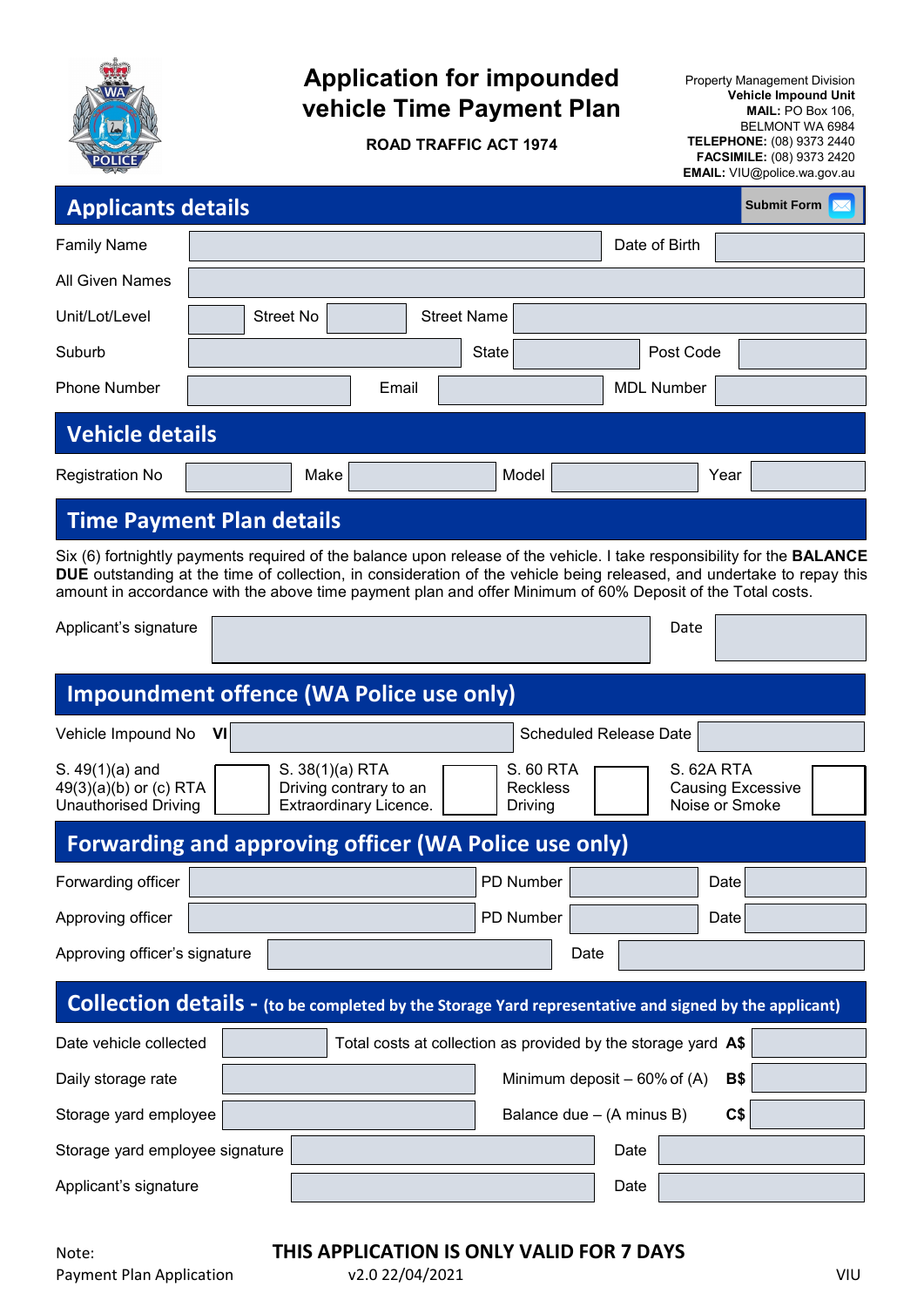# Application for impounded vehicle Time Payment Plan

**ROAD TRAFFIC ACT 1974**

Property Management Division
**Vehicle Impound Unit**
**MAIL:** PO Box 106,
BELMONT WA 6984
**TELEPHONE:** (08) 9373 2440
**FACSIMILE:** (08) 9373 2420
**EMAIL:** VIU@police.wa.gov.au

## Applicants details

Submit Form

| | | | | | |
|---|---|---|---|---|---|
| Family Name | | | | Date of Birth | |
| All Given Names | | | | | |
| Unit/Lot/Level | | Street No | | Street Name | |
| Suburb | | State | | Post Code | |
| Phone Number | | Email | | MDL Number | |

## Vehicle details

| | | | | | | | |
|---|---|---|---|---|---|---|---|
| Registration No | | Make | | Model | | Year | |

## Time Payment Plan details

Six (6) fortnightly payments required of the balance upon release of the vehicle. I take responsibility for the **BALANCE DUE** outstanding at the time of collection, in consideration of the vehicle being released, and undertake to repay this amount in accordance with the above time payment plan and offer Minimum of 60% Deposit of the Total costs.

| | | | |
|---|---|---|---|
| Applicant's signature | | Date | |

## Impoundment offence (WA Police use only)

| | | | |
|---|---|---|---|
| Vehicle Impound No | VI | Scheduled Release Date | |

| | | | | | | | |
|---|---|---|---|---|---|---|---|
| S. 49(1)(a) and 49(3)(a)(b) or (c) RTA Unauthorised Driving | ☐ | S. 38(1)(a) RTA Driving contrary to an Extraordinary Licence. | ☐ | S. 60 RTA Reckless Driving | ☐ | S. 62A RTA Causing Excessive Noise or Smoke | ☐ |

## Forwarding and approving officer (WA Police use only)

| | | | | | |
|---|---|---|---|---|---|
| Forwarding officer | | PD Number | | Date | |
| Approving officer | | PD Number | | Date | |
| Approving officer's signature | | Date | | | |

## Collection details - (to be completed by the Storage Yard representative and signed by the applicant)

| | | | |
|---|---|---|---|
| Date vehicle collected | | Total costs at collection as provided by the storage yard **A$** | |
| Daily storage rate | | Minimum deposit – 60% of (A) **B$** | |
| Storage yard employee | | Balance due – (A minus B) **C$** | |
| Storage yard employee signature | | Date | |
| Applicant's signature | | Date | |

Note: **THIS APPLICATION IS ONLY VALID FOR 7 DAYS**

Payment Plan Application v2.0 22/04/2021 VIU